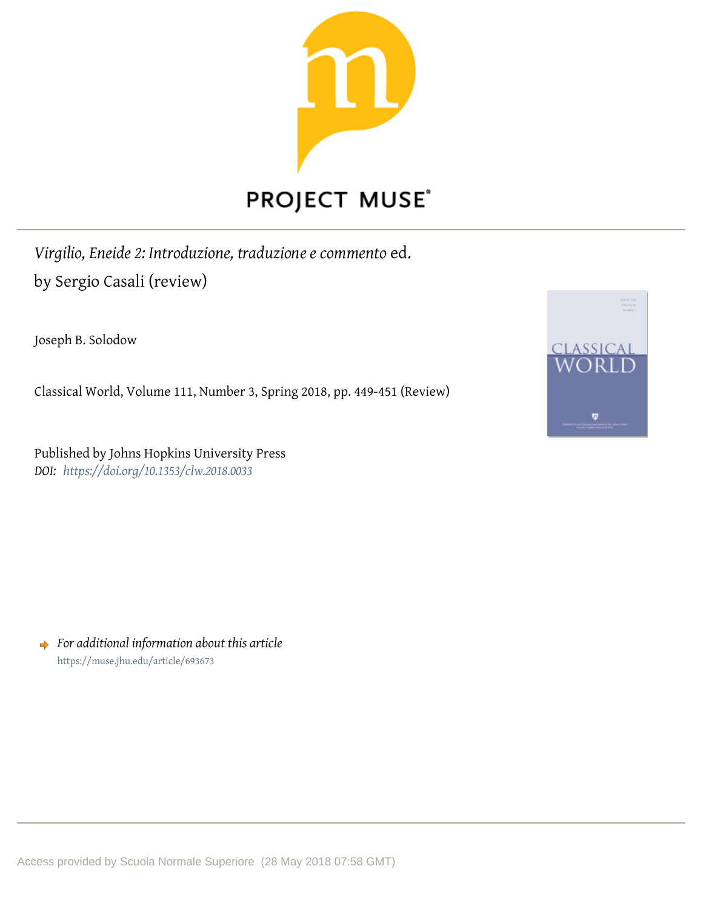PROJECT MUSE®

*Virgilio, Eneide 2: Introduzione, traduzione e commento* ed. by Sergio Casali (review)

Joseph B. Solodow

Classical World, Volume 111, Number 3, Spring 2018, pp. 449-451 (Review)

Published by Johns Hopkins University Press
*DOI:* *https://doi.org/10.1353/clw.2018.0033*

*For additional information about this article*
https://muse.jhu.edu/article/693673

Access provided by Scuola Normale Superiore (28 May 2018 07:58 GMT)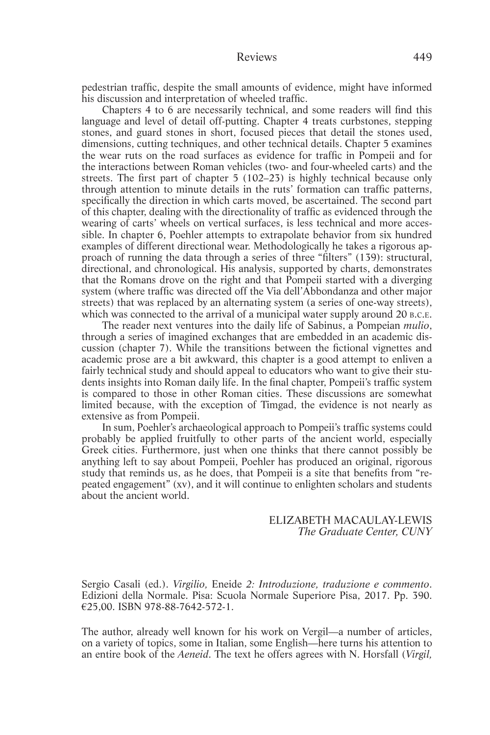pedestrian traffic, despite the small amounts of evidence, might have informed his discussion and interpretation of wheeled traffic.

Chapters 4 to 6 are necessarily technical, and some readers will find this language and level of detail off-putting. Chapter 4 treats curbstones, stepping stones, and guard stones in short, focused pieces that detail the stones used, dimensions, cutting techniques, and other technical details. Chapter 5 examines the wear ruts on the road surfaces as evidence for traffic in Pompeii and for the interactions between Roman vehicles (two- and four-wheeled carts) and the streets. The first part of chapter 5 (102–23) is highly technical because only through attention to minute details in the ruts' formation can traffic patterns, specifically the direction in which carts moved, be ascertained. The second part of this chapter, dealing with the directionality of traffic as evidenced through the wearing of carts' wheels on vertical surfaces, is less technical and more accessible. In chapter 6, Poehler attempts to extrapolate behavior from six hundred examples of different directional wear. Methodologically he takes a rigorous approach of running the data through a series of three "filters" (139): structural, directional, and chronological. His analysis, supported by charts, demonstrates that the Romans drove on the right and that Pompeii started with a diverging system (where traffic was directed off the Via dell'Abbondanza and other major streets) that was replaced by an alternating system (a series of one-way streets), which was connected to the arrival of a municipal water supply around 20 B.C.E.

The reader next ventures into the daily life of Sabinus, a Pompeian *mulio*, through a series of imagined exchanges that are embedded in an academic discussion (chapter 7). While the transitions between the fictional vignettes and academic prose are a bit awkward, this chapter is a good attempt to enliven a fairly technical study and should appeal to educators who want to give their students insights into Roman daily life. In the final chapter, Pompeii's traffic system is compared to those in other Roman cities. These discussions are somewhat limited because, with the exception of Timgad, the evidence is not nearly as extensive as from Pompeii.

In sum, Poehler's archaeological approach to Pompeii's traffic systems could probably be applied fruitfully to other parts of the ancient world, especially Greek cities. Furthermore, just when one thinks that there cannot possibly be anything left to say about Pompeii, Poehler has produced an original, rigorous study that reminds us, as he does, that Pompeii is a site that benefits from "repeated engagement" (xv), and it will continue to enlighten scholars and students about the ancient world.

ELIZABETH MACAULAY-LEWIS
*The Graduate Center, CUNY*

Sergio Casali (ed.). *Virgilio,* Eneide *2: Introduzione, traduzione e commento*. Edizioni della Normale. Pisa: Scuola Normale Superiore Pisa, 2017. Pp. 390. €25,00. ISBN 978-88-7642-572-1.

The author, already well known for his work on Vergil—a number of articles, on a variety of topics, some in Italian, some English—here turns his attention to an entire book of the *Aeneid*. The text he offers agrees with N. Horsfall (*Virgil,*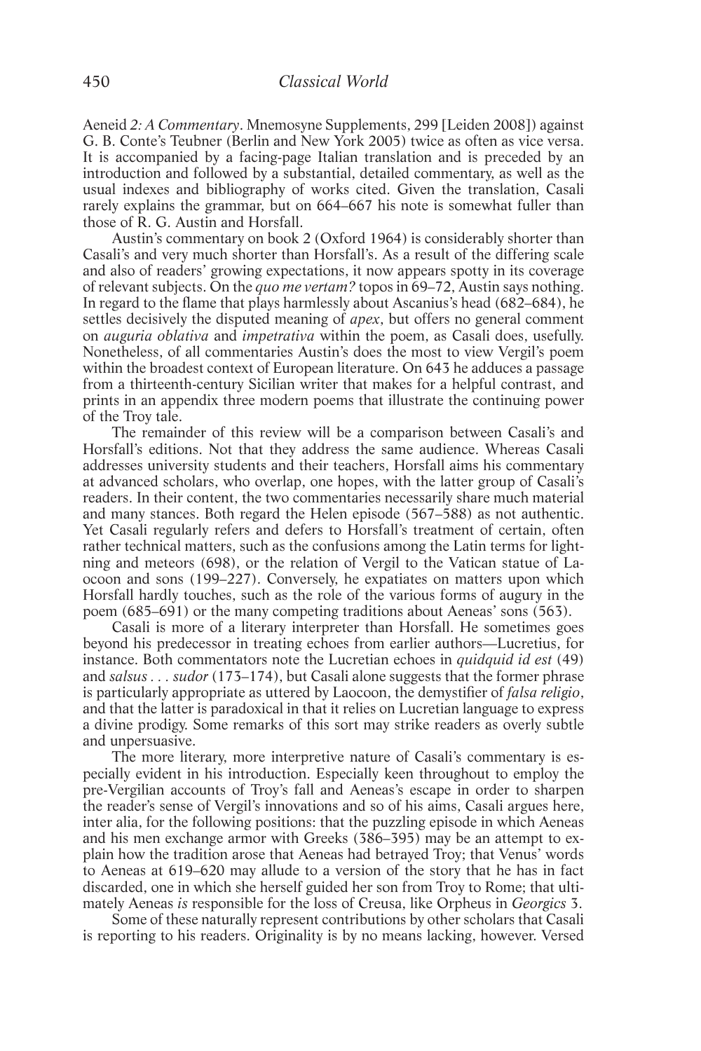*Aeneid 2: A Commentary*. Mnemosyne Supplements, 299 [Leiden 2008]) against G. B. Conte's Teubner (Berlin and New York 2005) twice as often as vice versa. It is accompanied by a facing-page Italian translation and is preceded by an introduction and followed by a substantial, detailed commentary, as well as the usual indexes and bibliography of works cited. Given the translation, Casali rarely explains the grammar, but on 664–667 his note is somewhat fuller than those of R. G. Austin and Horsfall.

Austin's commentary on book 2 (Oxford 1964) is considerably shorter than Casali's and very much shorter than Horsfall's. As a result of the differing scale and also of readers' growing expectations, it now appears spotty in its coverage of relevant subjects. On the *quo me vertam?* topos in 69–72, Austin says nothing. In regard to the flame that plays harmlessly about Ascanius's head (682–684), he settles decisively the disputed meaning of *apex*, but offers no general comment on *auguria oblativa* and *impetrativa* within the poem, as Casali does, usefully. Nonetheless, of all commentaries Austin's does the most to view Vergil's poem within the broadest context of European literature. On 643 he adduces a passage from a thirteenth-century Sicilian writer that makes for a helpful contrast, and prints in an appendix three modern poems that illustrate the continuing power of the Troy tale.

The remainder of this review will be a comparison between Casali's and Horsfall's editions. Not that they address the same audience. Whereas Casali addresses university students and their teachers, Horsfall aims his commentary at advanced scholars, who overlap, one hopes, with the latter group of Casali's readers. In their content, the two commentaries necessarily share much material and many stances. Both regard the Helen episode (567–588) as not authentic. Yet Casali regularly refers and defers to Horsfall's treatment of certain, often rather technical matters, such as the confusions among the Latin terms for lightning and meteors (698), or the relation of Vergil to the Vatican statue of Laocoon and sons (199–227). Conversely, he expatiates on matters upon which Horsfall hardly touches, such as the role of the various forms of augury in the poem (685–691) or the many competing traditions about Aeneas' sons (563).

Casali is more of a literary interpreter than Horsfall. He sometimes goes beyond his predecessor in treating echoes from earlier authors—Lucretius, for instance. Both commentators note the Lucretian echoes in *quidquid id est* (49) and *salsus . . . sudor* (173–174), but Casali alone suggests that the former phrase is particularly appropriate as uttered by Laocoon, the demystifier of *falsa religio*, and that the latter is paradoxical in that it relies on Lucretian language to express a divine prodigy. Some remarks of this sort may strike readers as overly subtle and unpersuasive.

The more literary, more interpretive nature of Casali's commentary is especially evident in his introduction. Especially keen throughout to employ the pre-Vergilian accounts of Troy's fall and Aeneas's escape in order to sharpen the reader's sense of Vergil's innovations and so of his aims, Casali argues here, inter alia, for the following positions: that the puzzling episode in which Aeneas and his men exchange armor with Greeks (386–395) may be an attempt to explain how the tradition arose that Aeneas had betrayed Troy; that Venus' words to Aeneas at 619–620 may allude to a version of the story that he has in fact discarded, one in which she herself guided her son from Troy to Rome; that ultimately Aeneas *is* responsible for the loss of Creusa, like Orpheus in *Georgics* 3.

Some of these naturally represent contributions by other scholars that Casali is reporting to his readers. Originality is by no means lacking, however. Versed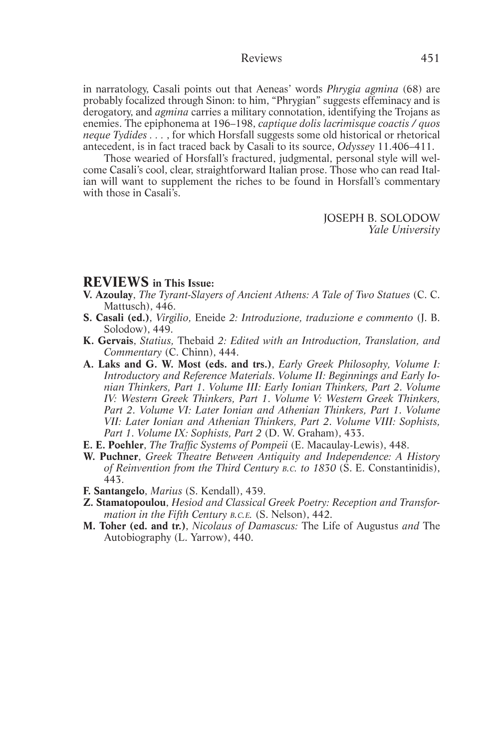in narratology, Casali points out that Aeneas' words *Phrygia agmina* (68) are probably focalized through Sinon: to him, "Phrygian" suggests effeminacy and is derogatory, and *agmina* carries a military connotation, identifying the Trojans as enemies. The epiphonema at 196–198, *captique dolis lacrimisque coactis / quos neque Tydides . . .* , for which Horsfall suggests some old historical or rhetorical antecedent, is in fact traced back by Casali to its source, *Odyssey* 11.406–411.

Those wearied of Horsfall's fractured, judgmental, personal style will welcome Casali's cool, clear, straightforward Italian prose. Those who can read Italian will want to supplement the riches to be found in Horsfall's commentary with those in Casali's.

JOSEPH B. SOLODOW
*Yale University*

## REVIEWS in This Issue:

**V. Azoulay**, *The Tyrant-Slayers of Ancient Athens: A Tale of Two Statues* (C. C. Mattusch), 446.

**S. Casali (ed.)**, *Virgilio,* Eneide *2: Introduzione, traduzione e commento* (J. B. Solodow), 449.

**K. Gervais**, *Statius,* Thebaid *2: Edited with an Introduction, Translation, and Commentary* (C. Chinn), 444.

**A. Laks and G. W. Most (eds. and trs.)**, *Early Greek Philosophy, Volume I: Introductory and Reference Materials. Volume II: Beginnings and Early Ionian Thinkers, Part 1. Volume III: Early Ionian Thinkers, Part 2. Volume IV: Western Greek Thinkers, Part 1. Volume V: Western Greek Thinkers, Part 2. Volume VI: Later Ionian and Athenian Thinkers, Part 1. Volume VII: Later Ionian and Athenian Thinkers, Part 2. Volume VIII: Sophists, Part 1. Volume IX: Sophists, Part 2* (D. W. Graham), 433.

**E. E. Poehler**, *The Traffic Systems of Pompeii* (E. Macaulay-Lewis), 448.

**W. Puchner**, *Greek Theatre Between Antiquity and Independence: A History of Reinvention from the Third Century B.C. to 1830* (S. E. Constantinidis), 443.

**F. Santangelo**, *Marius* (S. Kendall), 439.

**Z. Stamatopoulou**, *Hesiod and Classical Greek Poetry: Reception and Transformation in the Fifth Century B.C.E.* (S. Nelson), 442.

**M. Toher (ed. and tr.)**, *Nicolaus of Damascus:* The Life of Augustus *and* The Autobiography (L. Yarrow), 440.